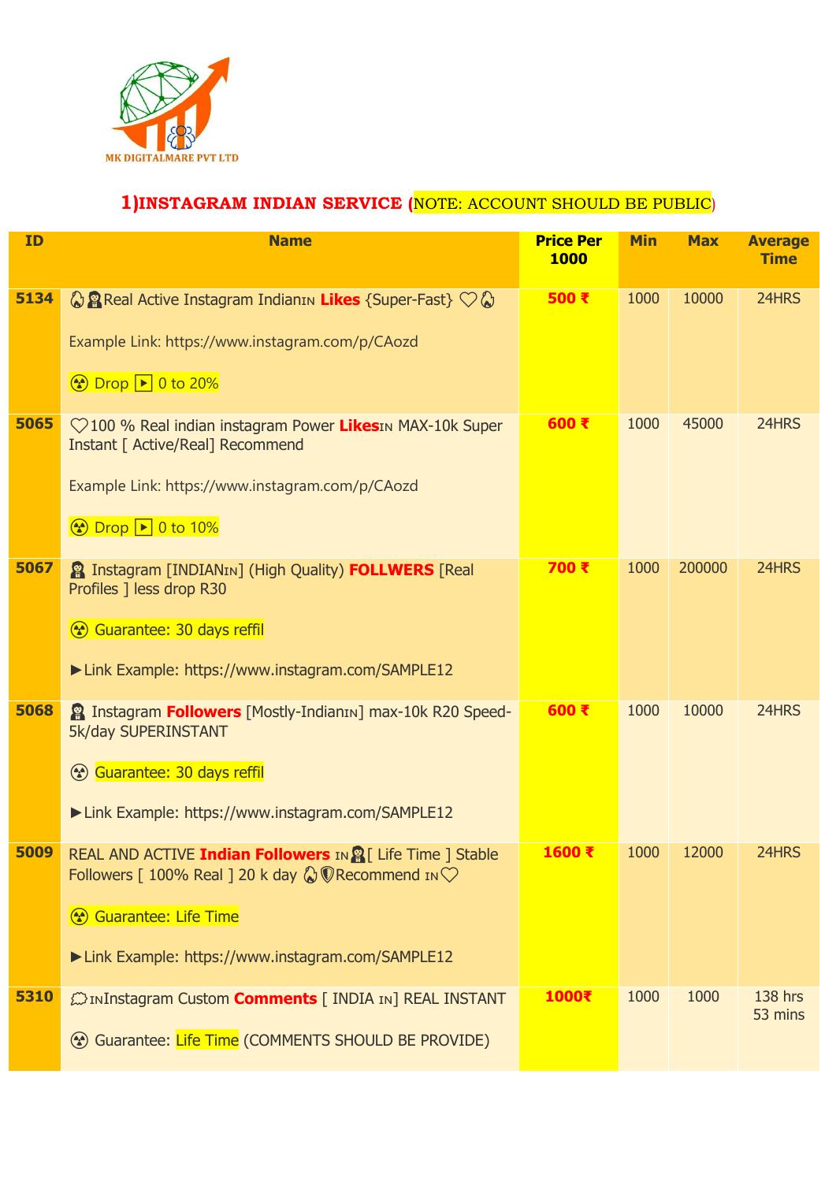MK DIGITALMARE PVT LTD

## 1)INSTAGRAM INDIAN SERVICE (NOTE: ACCOUNT SHOULD BE PUBLIC)

| ID | Name | Price Per 1000 | Min | Max | Average Time |
|---|---|---|---|---|---|
| 5134 | 🔥👩Real Active Instagram IndianIN **Likes** {Super-Fast} ♡🔥<br><br>Example Link: https://www.instagram.com/p/CAozd<br><br>☢ Drop ▶ 0 to 20% | **500 ₹** | 1000 | 10000 | 24HRS |
| 5065 | ♡100 % Real indian instagram Power **Likes**IN MAX-10k Super Instant [ Active/Real] Recommend<br><br>Example Link: https://www.instagram.com/p/CAozd<br><br>☢ Drop ▶ 0 to 10% | **600 ₹** | 1000 | 45000 | 24HRS |
| 5067 | 👩 Instagram [INDIANIN] (High Quality) **FOLLWERS** [Real Profiles ] less drop R30<br><br>☢ Guarantee: 30 days reffil<br><br>►Link Example: https://www.instagram.com/SAMPLE12 | **700 ₹** | 1000 | 200000 | 24HRS |
| 5068 | 👩 Instagram **Followers** [Mostly-IndianIN] max-10k R20 Speed-5k/day SUPERINSTANT<br><br>☢ Guarantee: 30 days reffil<br><br>►Link Example: https://www.instagram.com/SAMPLE12 | **600 ₹** | 1000 | 10000 | 24HRS |
| 5009 | REAL AND ACTIVE **Indian Followers** IN👩[ Life Time ] Stable Followers [ 100% Real ] 20 k day 🔥🛡Recommend IN♡<br><br>☢ Guarantee: Life Time<br><br>►Link Example: https://www.instagram.com/SAMPLE12 | **1600 ₹** | 1000 | 12000 | 24HRS |
| 5310 | 💭INInstagram Custom **Comments** [ INDIA IN] REAL INSTANT<br><br>☢ Guarantee: Life Time (COMMENTS SHOULD BE PROVIDE) | **1000₹** | 1000 | 1000 | 138 hrs 53 mins |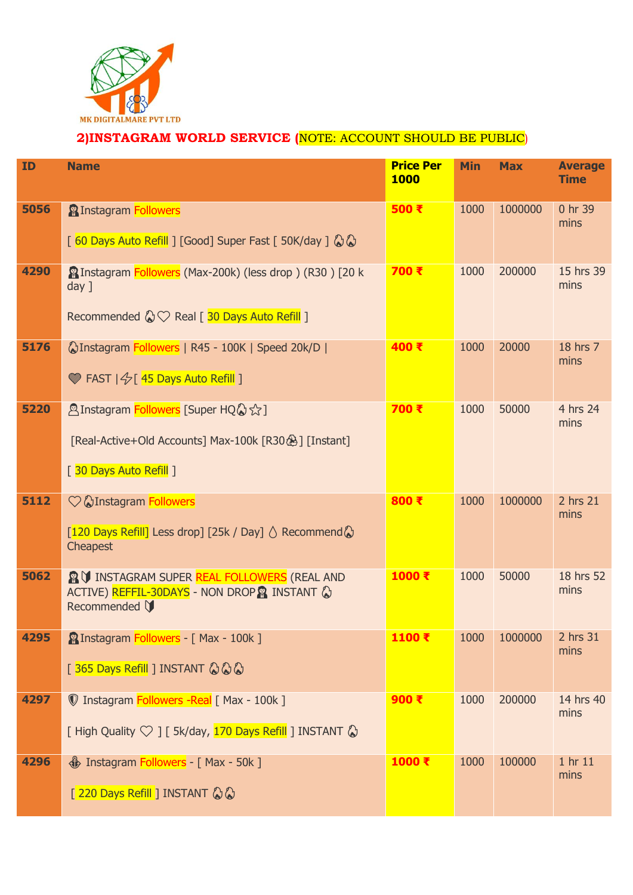MK DIGITALMARE PVT LTD

## 2)INSTAGRAM WORLD SERVICE (NOTE: ACCOUNT SHOULD BE PUBLIC)

| ID | Name | Price Per 1000 | Min | Max | Average Time |
|---|---|---|---|---|---|
| 5056 | 👨 Instagram Followers [ 60 Days Auto Refill ] [Good] Super Fast [ 50K/day ] 🔥🔥 | 500 ₹ | 1000 | 1000000 | 0 hr 39 mins |
| 4290 | 👨 Instagram Followers (Max-200k) (less drop ) (R30 ) [20 k day ] Recommended 🔥♡ Real [ 30 Days Auto Refill ] | 700 ₹ | 1000 | 200000 | 15 hrs 39 mins |
| 5176 | 🔥Instagram Followers \| R45 - 100K \| Speed 20k/D \| 💎 FAST \|⚡[ 45 Days Auto Refill ] | 400 ₹ | 1000 | 20000 | 18 hrs 7 mins |
| 5220 | 👤Instagram Followers [Super HQ🔥☆] [Real-Active+Old Accounts] Max-100k [R30♻] [Instant] [ 30 Days Auto Refill ] | 700 ₹ | 1000 | 50000 | 4 hrs 24 mins |
| 5112 | ♡🔥Instagram Followers [120 Days Refill] Less drop] [25k / Day] 💧 Recommend🔥 Cheapest | 800 ₹ | 1000 | 1000000 | 2 hrs 21 mins |
| 5062 | 👨🔰 INSTAGRAM SUPER REAL FOLLOWERS (REAL AND ACTIVE) REFFIL-30DAYS - NON DROP👨 INSTANT 🔥 Recommended 🔰 | 1000 ₹ | 1000 | 50000 | 18 hrs 52 mins |
| 4295 | 👨 Instagram Followers - [ Max - 100k ] [ 365 Days Refill ] INSTANT 🔥🔥🔥 | 1100 ₹ | 1000 | 1000000 | 2 hrs 31 mins |
| 4297 | 🛡 Instagram Followers -Real [ Max - 100k ] [ High Quality ♡ ] [ 5k/day, 170 Days Refill ] INSTANT 🔥 | 900 ₹ | 1000 | 200000 | 14 hrs 40 mins |
| 4296 | ⚓ Instagram Followers - [ Max - 50k ] [ 220 Days Refill ] INSTANT 🔥🔥 | 1000 ₹ | 1000 | 100000 | 1 hr 11 mins |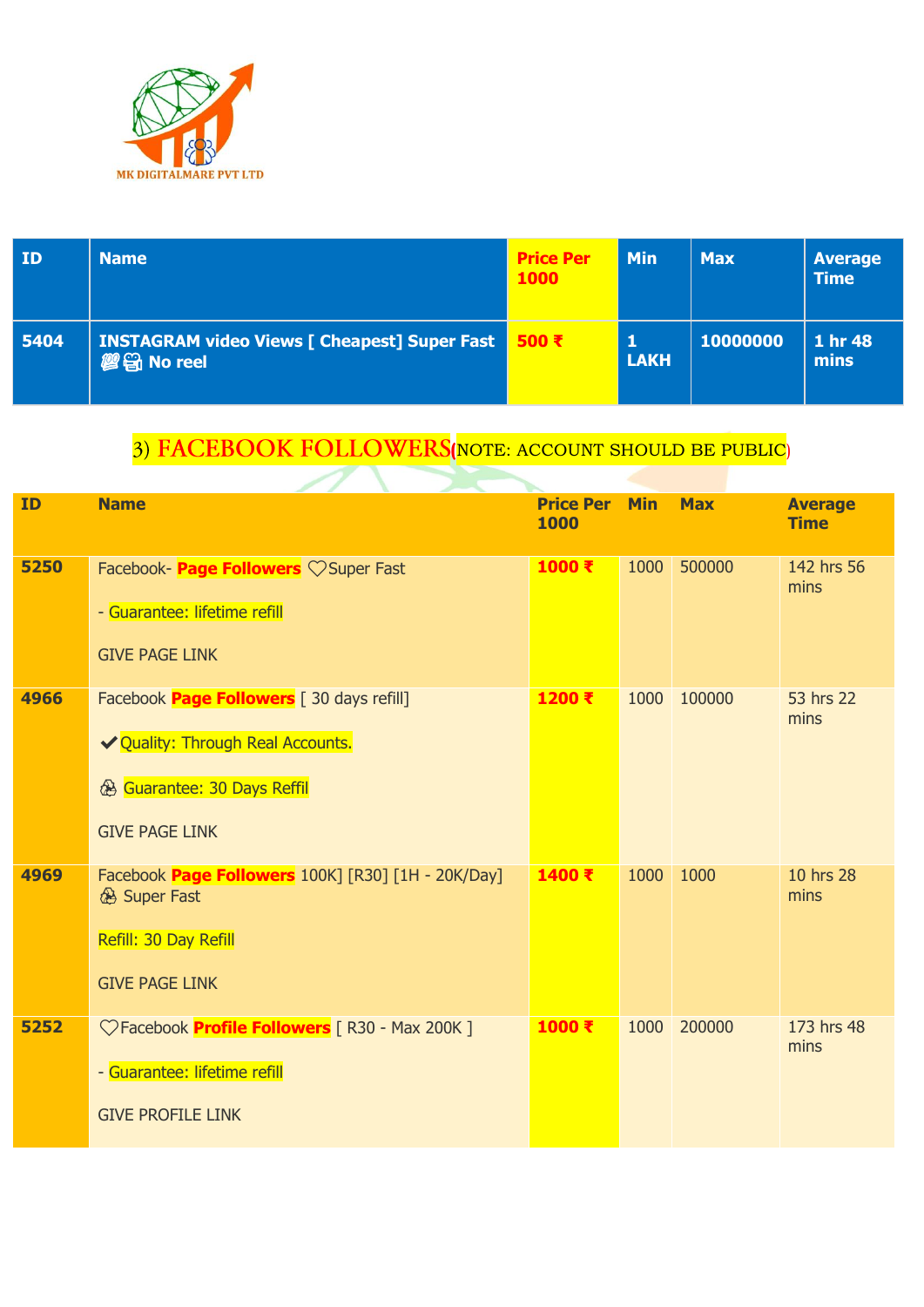MK DIGITALMARE PVT LTD

| ID | Name | Price Per 1000 | Min | Max | Average Time |
| --- | --- | --- | --- | --- | --- |
| 5404 | INSTAGRAM video Views [ Cheapest] Super Fast 💯📽 No reel | 500 ₹ | 1 LAKH | 10000000 | 1 hr 48 mins |

## 3) FACEBOOK FOLLOWERS(NOTE: ACCOUNT SHOULD BE PUBLIC)

| ID | Name | Price Per 1000 | Min | Max | Average Time |
| --- | --- | --- | --- | --- | --- |
| 5250 | Facebook- **Page Followers** ♡Super Fast<br><br>- Guarantee: lifetime refill<br><br>GIVE PAGE LINK | 1000 ₹ | 1000 | 500000 | 142 hrs 56 mins |
| 4966 | Facebook **Page Followers** [ 30 days refill]<br><br>✔Quality: Through Real Accounts.<br><br>♻ Guarantee: 30 Days Reffil<br><br>GIVE PAGE LINK | 1200 ₹ | 1000 | 100000 | 53 hrs 22 mins |
| 4969 | Facebook **Page Followers** 100K] [R30] [1H - 20K/Day] ♻ Super Fast<br><br>Refill: 30 Day Refill<br><br>GIVE PAGE LINK | 1400 ₹ | 1000 | 1000 | 10 hrs 28 mins |
| 5252 | ♡Facebook **Profile Followers** [ R30 - Max 200K ]<br><br>- Guarantee: lifetime refill<br><br>GIVE PROFILE LINK | 1000 ₹ | 1000 | 200000 | 173 hrs 48 mins |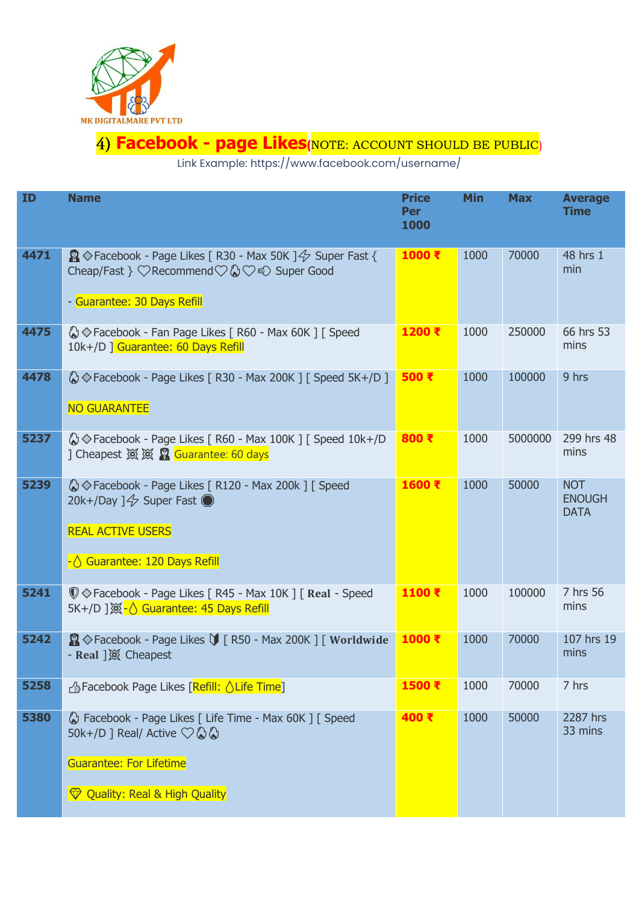MK DIGITALMARE PVT LTD

## 4) Facebook - page Likes(NOTE: ACCOUNT SHOULD BE PUBLIC)

Link Example: https://www.facebook.com/username/

| ID | Name | Price Per 1000 | Min | Max | Average Time |
|---|---|---|---|---|---|
| 4471 | 🥷◇Facebook - Page Likes [ R30 - Max 50K ]⚡ Super Fast { Cheap/Fast } ♡Recommend♡🔥♡🖐 Super Good<br><br>- Guarantee: 30 Days Refill | 1000 ₹ | 1000 | 70000 | 48 hrs 1 min |
| 4475 | 🔥◇Facebook - Fan Page Likes [ R60 - Max 60K ] [ Speed 10k+/D ] Guarantee: 60 Days Refill | 1200 ₹ | 1000 | 250000 | 66 hrs 53 mins |
| 4478 | 🔥◇Facebook - Page Likes [ R30 - Max 200K ] [ Speed 5K+/D ]<br><br>NO GUARANTEE | 500 ₹ | 1000 | 100000 | 9 hrs |
| 5237 | 🔥◇Facebook - Page Likes [ R60 - Max 100K ] [ Speed 10k+/D ] Cheapest 💥💥 🥷 Guarantee: 60 days | 800 ₹ | 1000 | 5000000 | 299 hrs 48 mins |
| 5239 | 🔥◇Facebook - Page Likes [ R120 - Max 200k ] [ Speed 20k+/Day ]⚡ Super Fast ⬤<br><br>REAL ACTIVE USERS<br><br>-💧 Guarantee: 120 Days Refill | 1600 ₹ | 1000 | 50000 | NOT ENOUGH DATA |
| 5241 | 🛡◇Facebook - Page Likes [ R45 - Max 10K ] [ **Real** - Speed 5K+/D ]💥-💧 Guarantee: 45 Days Refill | 1100 ₹ | 1000 | 100000 | 7 hrs 56 mins |
| 5242 | 🥷◇Facebook - Page Likes 🔰 [ R50 - Max 200K ] [ **Worldwide** - **Real** ]💥 Cheapest | 1000 ₹ | 1000 | 70000 | 107 hrs 19 mins |
| 5258 | 👍Facebook Page Likes [Refill: 💧Life Time] | 1500 ₹ | 1000 | 70000 | 7 hrs |
| 5380 | 🔥 Facebook - Page Likes [ Life Time - Max 60K ] [ Speed 50K+/D ] Real/ Active ♡🔥🔥<br><br>Guarantee: For Lifetime<br><br>💎 Quality: Real & High Quality | 400 ₹ | 1000 | 50000 | 2287 hrs 33 mins |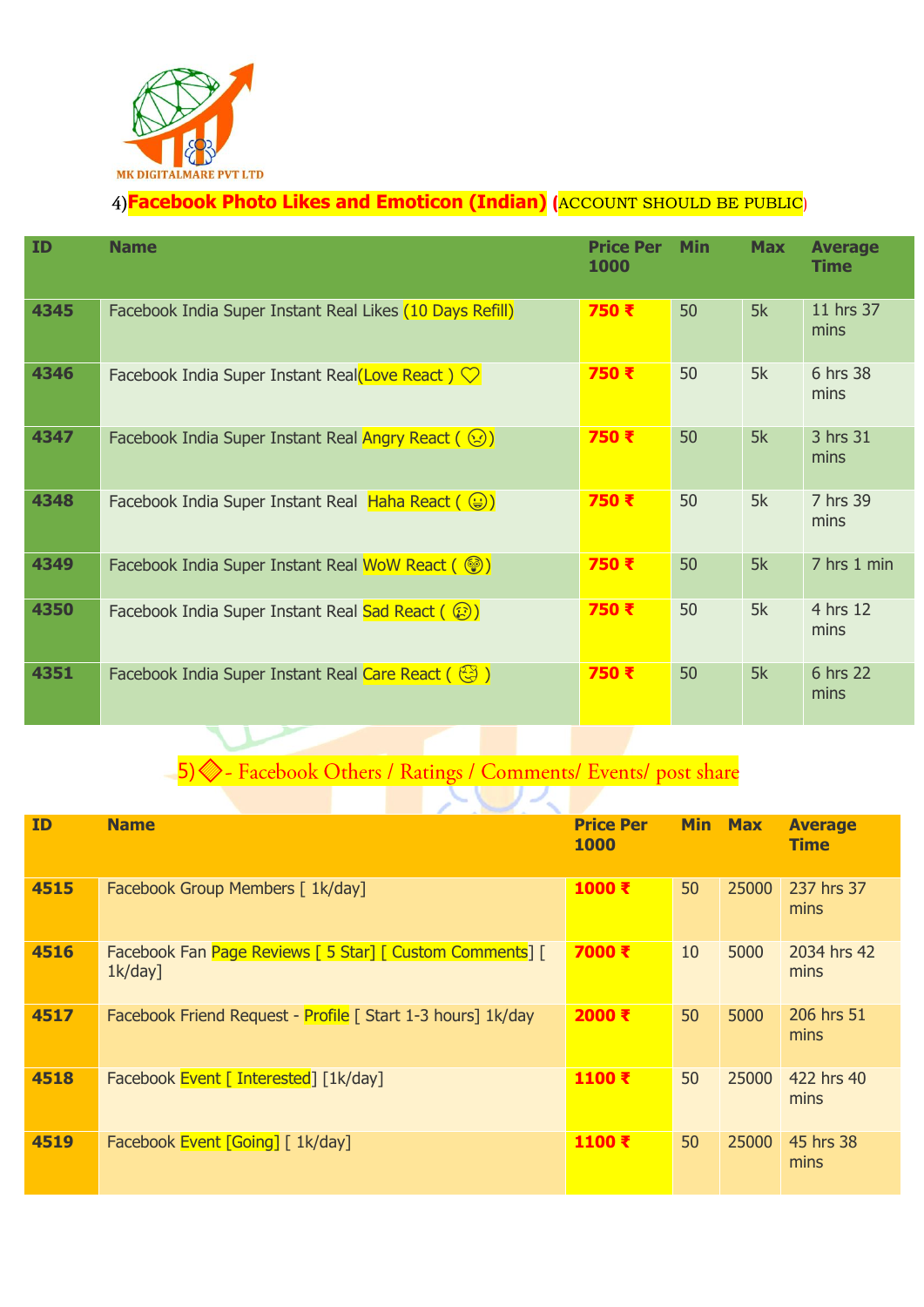MK DIGITALMARE PVT LTD

## 4)Facebook Photo Likes and Emoticon (Indian) (ACCOUNT SHOULD BE PUBLIC)

| ID | Name | Price Per 1000 | Min | Max | Average Time |
|---|---|---|---|---|---|
| 4345 | Facebook India Super Instant Real Likes (10 Days Refill) | 750 ₹ | 50 | 5k | 11 hrs 37 mins |
| 4346 | Facebook India Super Instant Real(Love React ) ♡ | 750 ₹ | 50 | 5k | 6 hrs 38 mins |
| 4347 | Facebook India Super Instant Real Angry React ( 😠) | 750 ₹ | 50 | 5k | 3 hrs 31 mins |
| 4348 | Facebook India Super Instant Real Haha React ( 😆) | 750 ₹ | 50 | 5k | 7 hrs 39 mins |
| 4349 | Facebook India Super Instant Real WoW React ( 😮) | 750 ₹ | 50 | 5k | 7 hrs 1 min |
| 4350 | Facebook India Super Instant Real Sad React ( 😢) | 750 ₹ | 50 | 5k | 4 hrs 12 mins |
| 4351 | Facebook India Super Instant Real Care React ( 🥰 ) | 750 ₹ | 50 | 5k | 6 hrs 22 mins |

## 5)◈- Facebook Others / Ratings / Comments/ Events/ post share

| ID | Name | Price Per 1000 | Min | Max | Average Time |
|---|---|---|---|---|---|
| 4515 | Facebook Group Members [ 1k/day] | 1000 ₹ | 50 | 25000 | 237 hrs 37 mins |
| 4516 | Facebook Fan Page Reviews [ 5 Star] [ Custom Comments] [ 1k/day] | 7000 ₹ | 10 | 5000 | 2034 hrs 42 mins |
| 4517 | Facebook Friend Request - Profile [ Start 1-3 hours] 1k/day | 2000 ₹ | 50 | 5000 | 206 hrs 51 mins |
| 4518 | Facebook Event [ Interested] [1k/day] | 1100 ₹ | 50 | 25000 | 422 hrs 40 mins |
| 4519 | Facebook Event [Going] [ 1k/day] | 1100 ₹ | 50 | 25000 | 45 hrs 38 mins |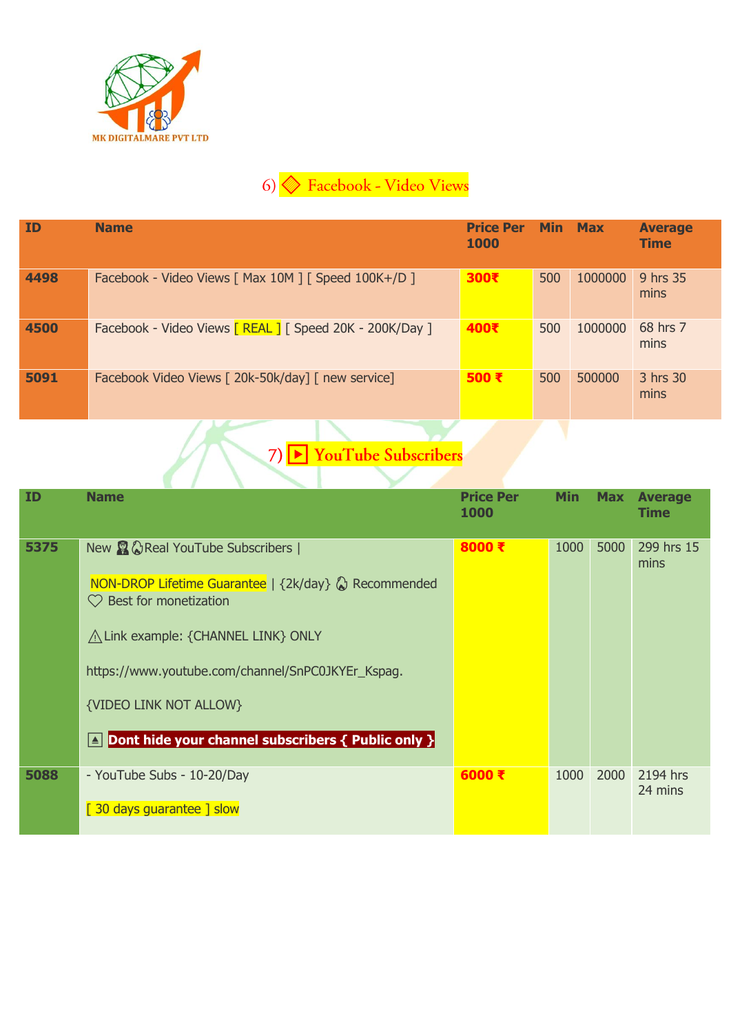MK DIGITALMARE PVT LTD

## 6) 🔶 Facebook - Video Views

| ID | Name | Price Per 1000 | Min | Max | Average Time |
|---|---|---|---|---|---|
| **4498** | Facebook - Video Views [ Max 10M ] [ Speed 100K+/D ] | **300₹** | 500 | 1000000 | 9 hrs 35 mins |
| **4500** | Facebook - Video Views [ REAL ] [ Speed 20K - 200K/Day ] | **400₹** | 500 | 1000000 | 68 hrs 7 mins |
| **5091** | Facebook Video Views [ 20k-50k/day] [ new service] | **500 ₹** | 500 | 500000 | 3 hrs 30 mins |

## 7) ▶ YouTube Subscribers

| ID | Name | Price Per 1000 | Min | Max | Average Time |
|---|---|---|---|---|---|
| **5375** | New 👮🔥Real YouTube Subscribers \| NON-DROP Lifetime Guarantee \| {2k/day} 🔥 Recommended ♡ Best for monetization ⚠Link example: {CHANNEL LINK} ONLY https://www.youtube.com/channel/SnPC0JKYEr_Kspag. {VIDEO LINK NOT ALLOW} ⏏ **Dont hide your channel subscribers { Public only }** | **8000 ₹** | 1000 | 5000 | 299 hrs 15 mins |
| **5088** | - YouTube Subs - 10-20/Day [ 30 days guarantee ] slow | **6000 ₹** | 1000 | 2000 | 2194 hrs 24 mins |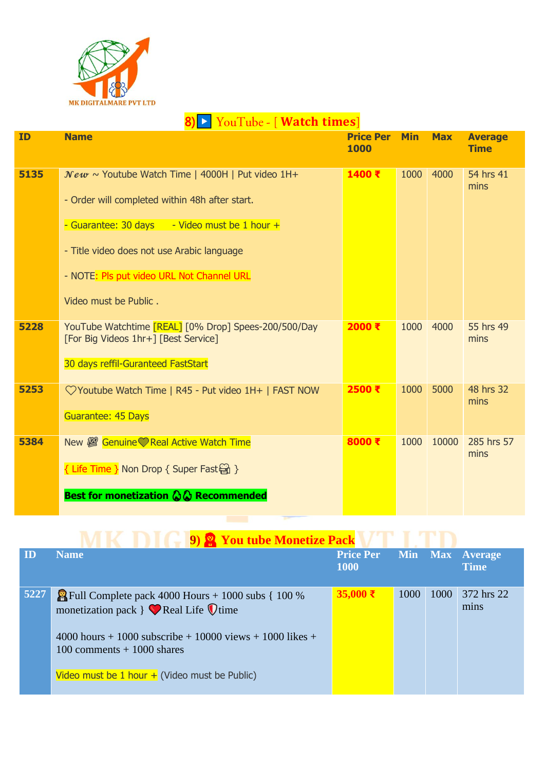MK DIGITALMARE PVT LTD

## 8) ▶ YouTube - [ Watch times]

| ID | Name | Price Per 1000 | Min | Max | Average Time |
|---|---|---|---|---|---|
| 5135 | 𝓝𝓮𝔀 ~ Youtube Watch Time \| 4000H \| Put video 1H+<br><br>- Order will completed within 48h after start.<br><br>- Guarantee: 30 days - Video must be 1 hour +<br><br>- Title video does not use Arabic language<br><br>- NOTE: Pls put video URL Not Channel URL<br><br>Video must be Public . | 1400 ₹ | 1000 | 4000 | 54 hrs 41 mins |
| 5228 | YouTube Watchtime [REAL] [0% Drop] Spees-200/500/Day [For Big Videos 1hr+] [Best Service]<br><br>30 days reffil-Guranteed FastStart | 2000 ₹ | 1000 | 4000 | 55 hrs 49 mins |
| 5253 | ♡Youtube Watch Time \| R45 - Put video 1H+ \| FAST NOW<br><br>Guarantee: 45 Days | 2500 ₹ | 1000 | 5000 | 48 hrs 32 mins |
| 5384 | New 💯 Genuine💚Real Active Watch Time<br><br>{ Life Time } Non Drop { Super Fast🚀 }<br><br>**Best for monetization 🔥🔥 Recommended** | 8000 ₹ | 1000 | 10000 | 285 hrs 57 mins |

## 9) 🎅 You tube Monetize Pack

| ID | Name | Price Per 1000 | Min | Max | Average Time |
|---|---|---|---|---|---|
| 5227 | 🤵Full Complete pack 4000 Hours + 1000 subs { 100 % monetization pack } ❤️Real Life 🛡time<br><br>4000 hours + 1000 subscribe + 10000 views + 1000 likes + 100 comments + 1000 shares<br><br>Video must be 1 hour + (Video must be Public) | 35,000 ₹ | 1000 | 1000 | 372 hrs 22 mins |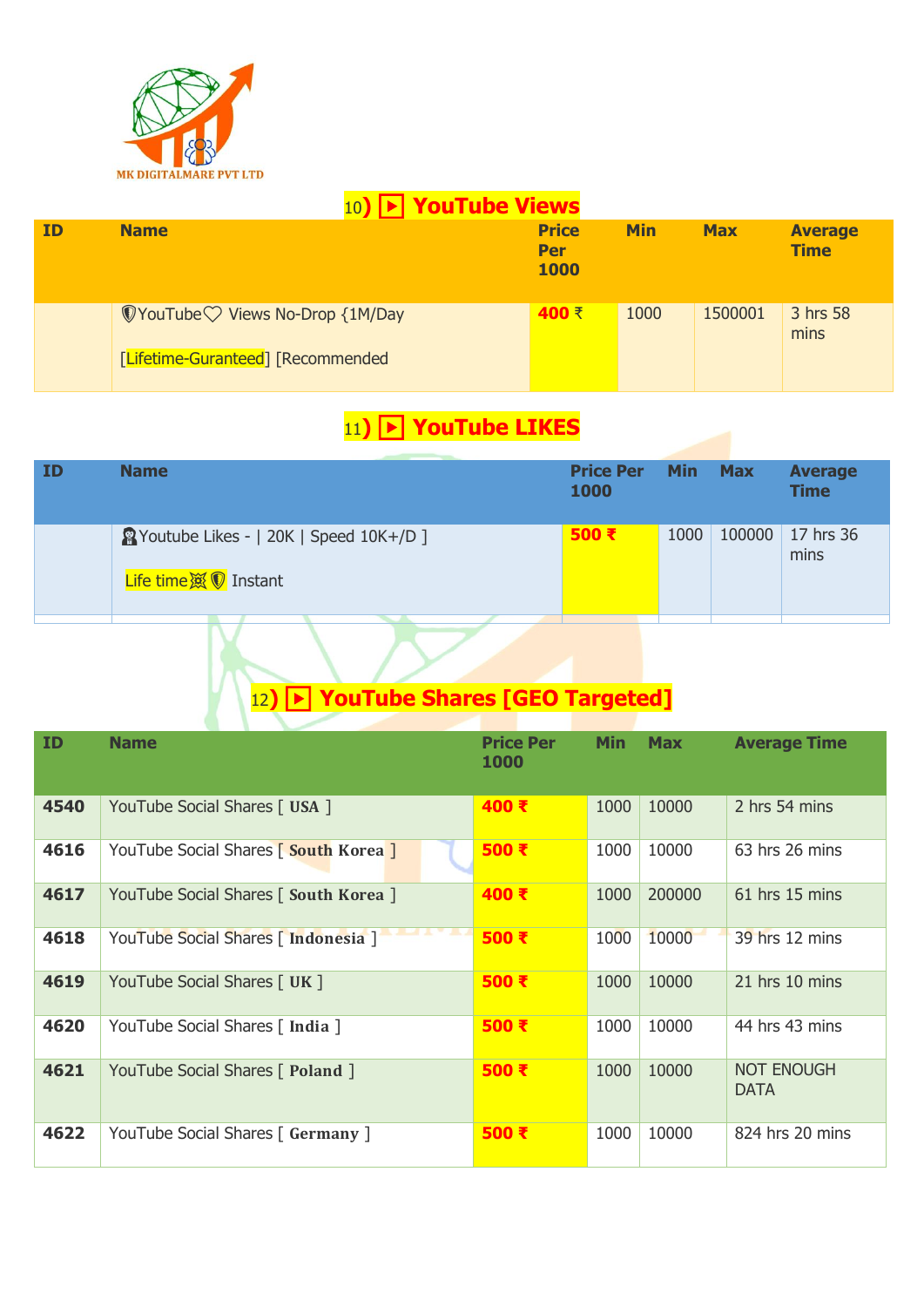MK DIGITALMARE PVT LTD

## 10) ▶ YouTube Views

| ID | Name | Price Per 1000 | Min | Max | Average Time |
|---|---|---|---|---|---|
| | 🛡YouTube♡ Views No-Drop {1M/Day<br><br>[Lifetime-Guranteed] [Recommended | 400 ₹ | 1000 | 1500001 | 3 hrs 58 mins |

## 11) ▶ YouTube LIKES

| ID | Name | Price Per 1000 | Min | Max | Average Time |
|---|---|---|---|---|---|
| | Youtube Likes - \| 20K \| Speed 10K+/D ]<br><br>Life time 🛡 Instant | 500 ₹ | 1000 | 100000 | 17 hrs 36 mins |

## 12) ▶ YouTube Shares [GEO Targeted]

| ID | Name | Price Per 1000 | Min | Max | Average Time |
|---|---|---|---|---|---|
| 4540 | YouTube Social Shares [ USA ] | 400 ₹ | 1000 | 10000 | 2 hrs 54 mins |
| 4616 | YouTube Social Shares [ South Korea ] | 500 ₹ | 1000 | 10000 | 63 hrs 26 mins |
| 4617 | YouTube Social Shares [ South Korea ] | 400 ₹ | 1000 | 200000 | 61 hrs 15 mins |
| 4618 | YouTube Social Shares [ Indonesia ] | 500 ₹ | 1000 | 10000 | 39 hrs 12 mins |
| 4619 | YouTube Social Shares [ UK ] | 500 ₹ | 1000 | 10000 | 21 hrs 10 mins |
| 4620 | YouTube Social Shares [ India ] | 500 ₹ | 1000 | 10000 | 44 hrs 43 mins |
| 4621 | YouTube Social Shares [ Poland ] | 500 ₹ | 1000 | 10000 | NOT ENOUGH DATA |
| 4622 | YouTube Social Shares [ Germany ] | 500 ₹ | 1000 | 10000 | 824 hrs 20 mins |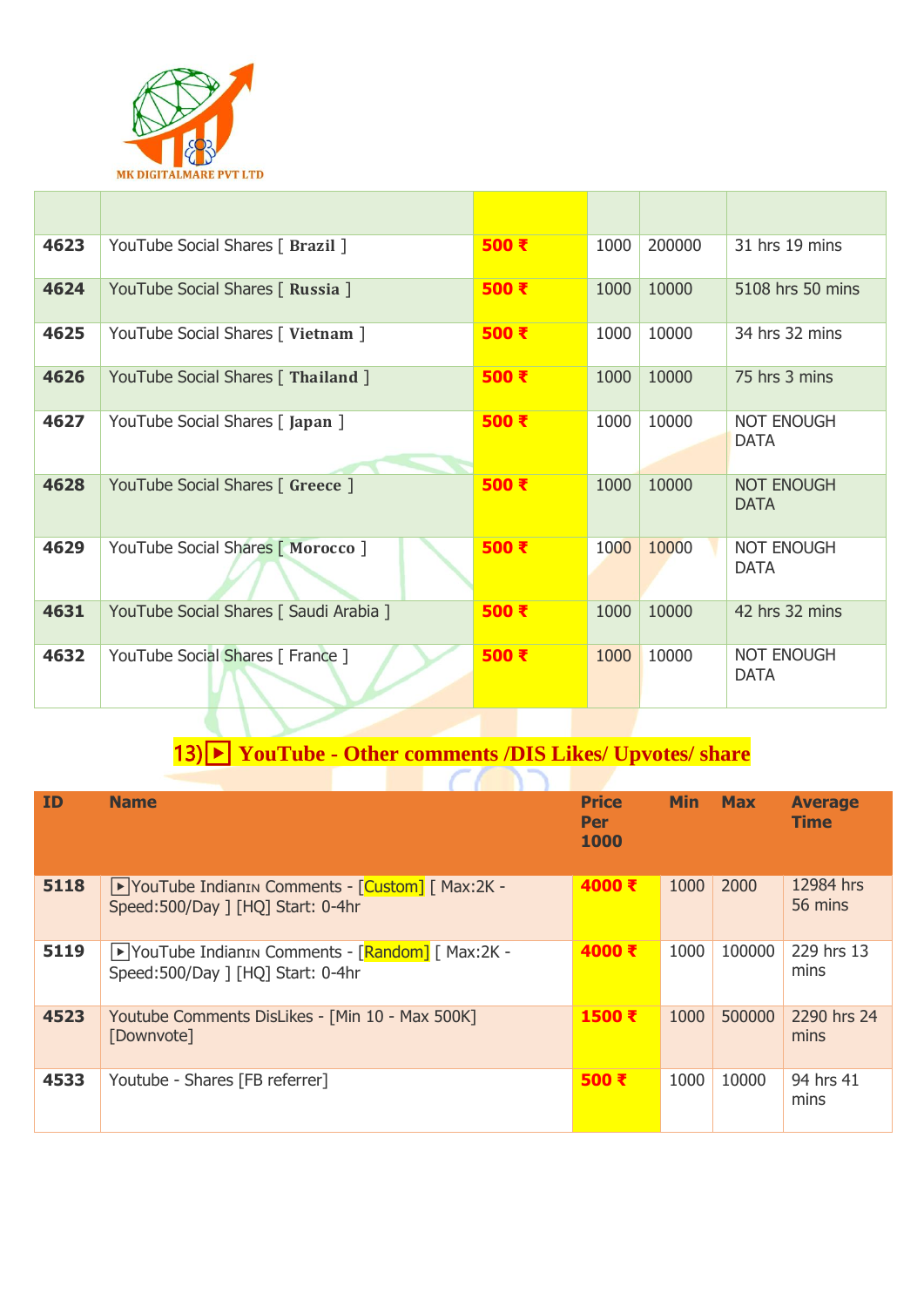MK DIGITALMARE PVT LTD

| | | | | | |
|---|---|---|---|---|---|
| **4623** | YouTube Social Shares [ **Brazil** ] | **500 ₹** | 1000 | 200000 | 31 hrs 19 mins |
| **4624** | YouTube Social Shares [ **Russia** ] | **500 ₹** | 1000 | 10000 | 5108 hrs 50 mins |
| **4625** | YouTube Social Shares [ **Vietnam** ] | **500 ₹** | 1000 | 10000 | 34 hrs 32 mins |
| **4626** | YouTube Social Shares [ **Thailand** ] | **500 ₹** | 1000 | 10000 | 75 hrs 3 mins |
| **4627** | YouTube Social Shares [ **Japan** ] | **500 ₹** | 1000 | 10000 | NOT ENOUGH DATA |
| **4628** | YouTube Social Shares [ **Greece** ] | **500 ₹** | 1000 | 10000 | NOT ENOUGH DATA |
| **4629** | YouTube Social Shares [ **Morocco** ] | **500 ₹** | 1000 | 10000 | NOT ENOUGH DATA |
| **4631** | YouTube Social Shares [ Saudi Arabia ] | **500 ₹** | 1000 | 10000 | 42 hrs 32 mins |
| **4632** | YouTube Social Shares [ France ] | **500 ₹** | 1000 | 10000 | NOT ENOUGH DATA |

## 13) ▶ YouTube - Other comments /DIS Likes/ Upvotes/ share

| ID | Name | Price Per 1000 | Min | Max | Average Time |
|---|---|---|---|---|---|
| **5118** | ▶YouTube Indianɪɴ Comments - [Custom] [ Max:2K - Speed:500/Day ] [HQ] Start: 0-4hr | **4000 ₹** | 1000 | 2000 | 12984 hrs 56 mins |
| **5119** | ▶YouTube Indianɪɴ Comments - [Random] [ Max:2K - Speed:500/Day ] [HQ] Start: 0-4hr | **4000 ₹** | 1000 | 100000 | 229 hrs 13 mins |
| **4523** | Youtube Comments DisLikes - [Min 10 - Max 500K] [Downvote] | **1500 ₹** | 1000 | 500000 | 2290 hrs 24 mins |
| **4533** | Youtube - Shares [FB referrer] | **500 ₹** | 1000 | 10000 | 94 hrs 41 mins |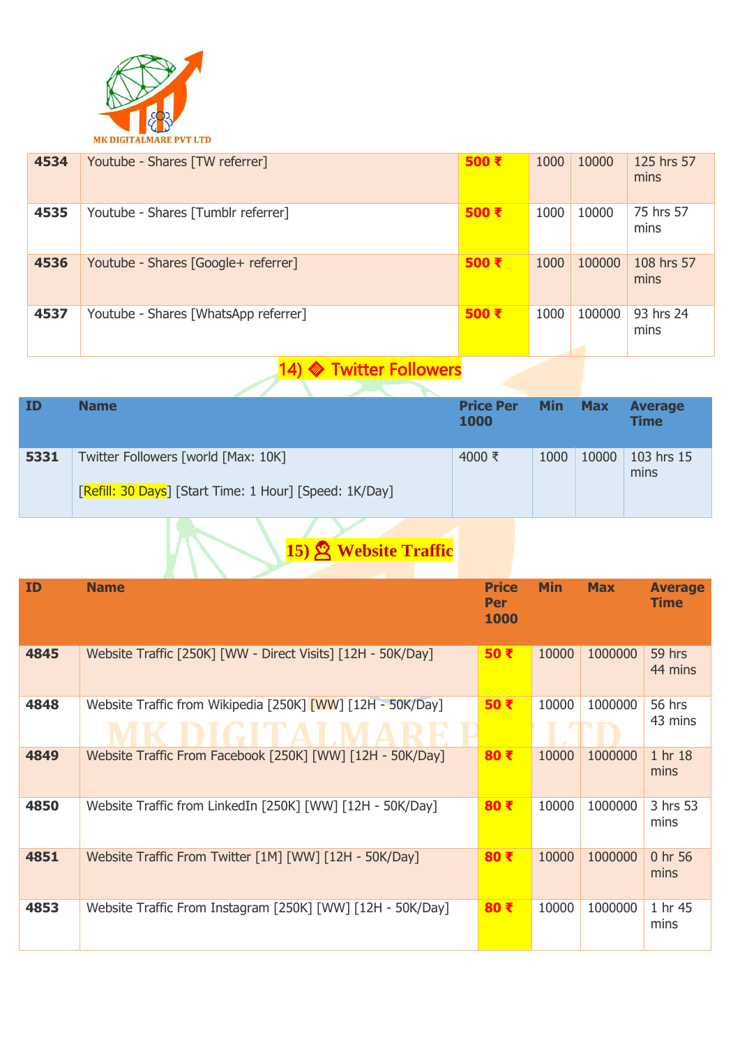MK DIGITALMARE PVT LTD

| | | | | | |
|---|---|---|---|---|---|
| **4534** | Youtube - Shares [TW referrer] | **500 ₹** | 1000 | 10000 | 125 hrs 57 mins |
| **4535** | Youtube - Shares [Tumblr referrer] | **500 ₹** | 1000 | 10000 | 75 hrs 57 mins |
| **4536** | Youtube - Shares [Google+ referrer] | **500 ₹** | 1000 | 100000 | 108 hrs 57 mins |
| **4537** | Youtube - Shares [WhatsApp referrer] | **500 ₹** | 1000 | 100000 | 93 hrs 24 mins |

## 14) 🔶 Twitter Followers

| ID | Name | Price Per 1000 | Min | Max | Average Time |
|---|---|---|---|---|---|
| **5331** | Twitter Followers [world [Max: 10K]<br><br>[Refill: 30 Days] [Start Time: 1 Hour] [Speed: 1K/Day] | 4000 ₹ | 1000 | 10000 | 103 hrs 15 mins |

## 15) 👩 Website Traffic

| ID | Name | Price Per 1000 | Min | Max | Average Time |
|---|---|---|---|---|---|
| **4845** | Website Traffic [250K] [WW - Direct Visits] [12H - 50K/Day] | **50 ₹** | 10000 | 1000000 | 59 hrs 44 mins |
| **4848** | Website Traffic from Wikipedia [250K] [WW] [12H - 50K/Day] | **50 ₹** | 10000 | 1000000 | 56 hrs 43 mins |
| **4849** | Website Traffic From Facebook [250K] [WW] [12H - 50K/Day] | **80 ₹** | 10000 | 1000000 | 1 hr 18 mins |
| **4850** | Website Traffic from LinkedIn [250K] [WW] [12H - 50K/Day] | **80 ₹** | 10000 | 1000000 | 3 hrs 53 mins |
| **4851** | Website Traffic From Twitter [1M] [WW] [12H - 50K/Day] | **80 ₹** | 10000 | 1000000 | 0 hr 56 mins |
| **4853** | Website Traffic From Instagram [250K] [WW] [12H - 50K/Day] | **80 ₹** | 10000 | 1000000 | 1 hr 45 mins |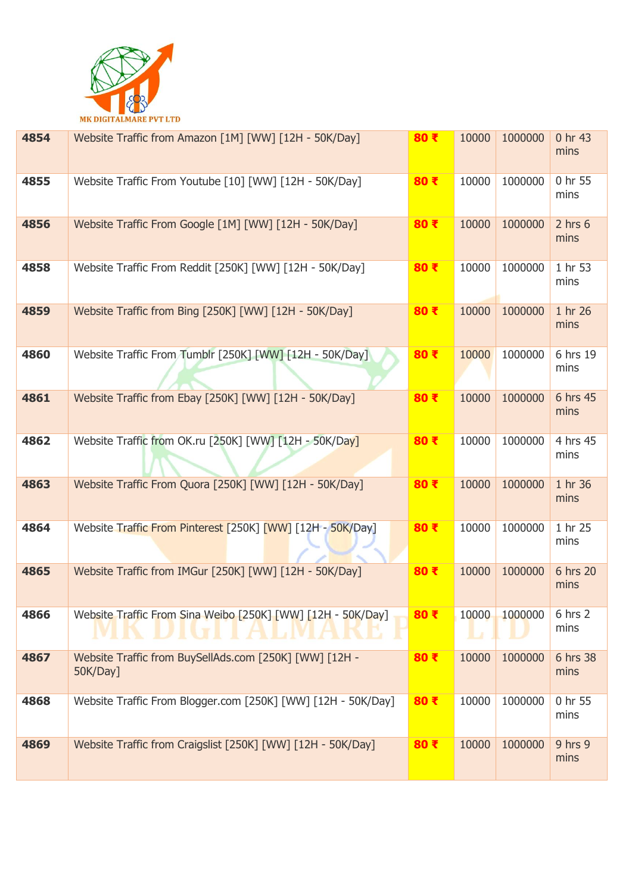| 4854 | Website Traffic from Amazon [1M] [WW] [12H - 50K/Day] | **80 ₹** | 10000 | 1000000 | 0 hr 43 mins |
|---|---|---|---|---|---|
| 4855 | Website Traffic From Youtube [10] [WW] [12H - 50K/Day] | **80 ₹** | 10000 | 1000000 | 0 hr 55 mins |
| 4856 | Website Traffic From Google [1M] [WW] [12H - 50K/Day] | **80 ₹** | 10000 | 1000000 | 2 hrs 6 mins |
| 4858 | Website Traffic From Reddit [250K] [WW] [12H - 50K/Day] | **80 ₹** | 10000 | 1000000 | 1 hr 53 mins |
| 4859 | Website Traffic from Bing [250K] [WW] [12H - 50K/Day] | **80 ₹** | 10000 | 1000000 | 1 hr 26 mins |
| 4860 | Website Traffic From Tumblr [250K] [WW] [12H - 50K/Day] | **80 ₹** | 10000 | 1000000 | 6 hrs 19 mins |
| 4861 | Website Traffic from Ebay [250K] [WW] [12H - 50K/Day] | **80 ₹** | 10000 | 1000000 | 6 hrs 45 mins |
| 4862 | Website Traffic from OK.ru [250K] [WW] [12H - 50K/Day] | **80 ₹** | 10000 | 1000000 | 4 hrs 45 mins |
| 4863 | Website Traffic From Quora [250K] [WW] [12H - 50K/Day] | **80 ₹** | 10000 | 1000000 | 1 hr 36 mins |
| 4864 | Website Traffic From Pinterest [250K] [WW] [12H - 50K/Day] | **80 ₹** | 10000 | 1000000 | 1 hr 25 mins |
| 4865 | Website Traffic from IMGur [250K] [WW] [12H - 50K/Day] | **80 ₹** | 10000 | 1000000 | 6 hrs 20 mins |
| 4866 | Website Traffic From Sina Weibo [250K] [WW] [12H - 50K/Day] | **80 ₹** | 10000 | 1000000 | 6 hrs 2 mins |
| 4867 | Website Traffic from BuySellAds.com [250K] [WW] [12H - 50K/Day] | **80 ₹** | 10000 | 1000000 | 6 hrs 38 mins |
| 4868 | Website Traffic From Blogger.com [250K] [WW] [12H - 50K/Day] | **80 ₹** | 10000 | 1000000 | 0 hr 55 mins |
| 4869 | Website Traffic from Craigslist [250K] [WW] [12H - 50K/Day] | **80 ₹** | 10000 | 1000000 | 9 hrs 9 mins |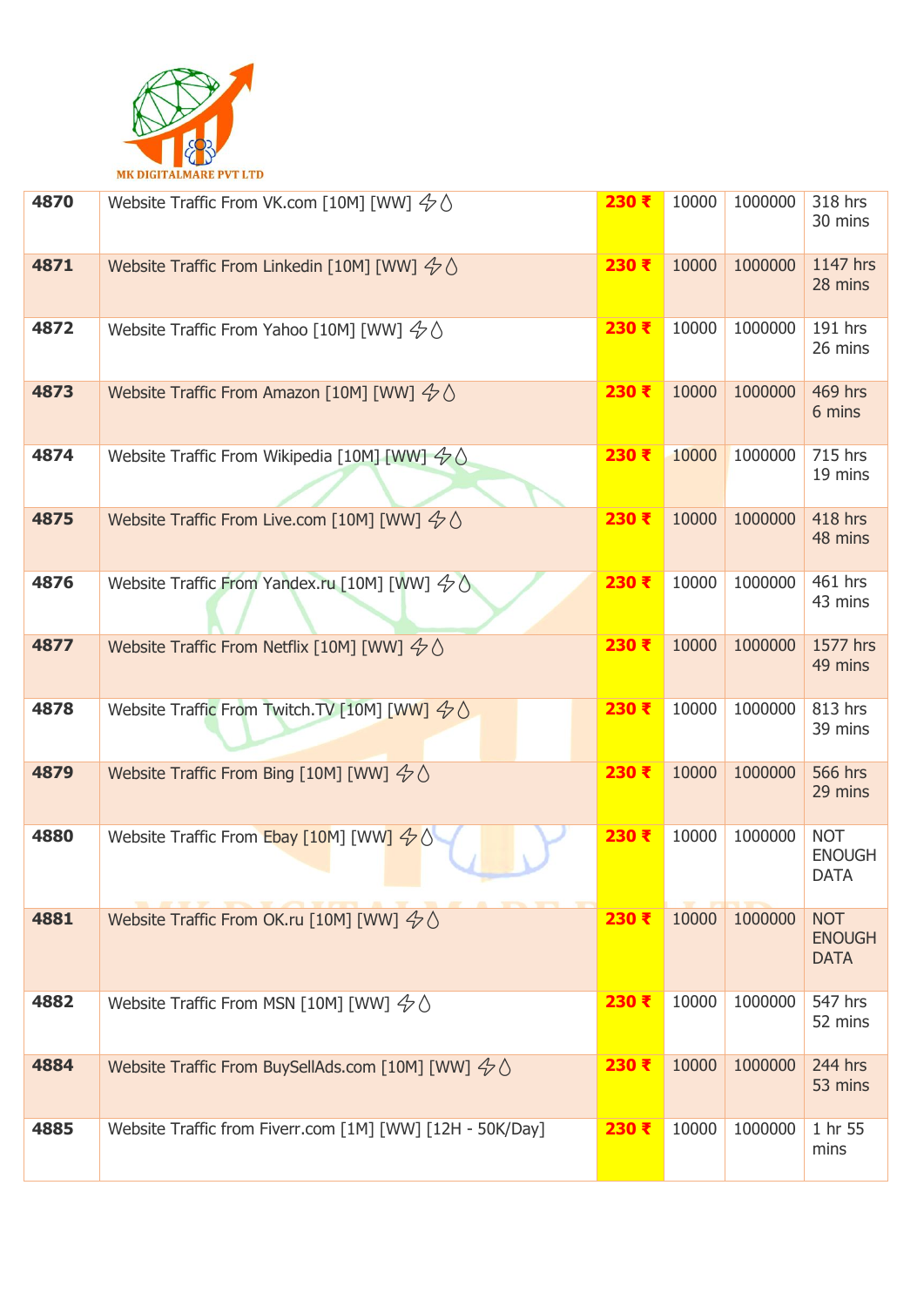MK DIGITALMARE PVT LTD

| | | | | | |
|---|---|---|---|---|---|
| 4870 | Website Traffic From VK.com [10M] [WW] ⚡💧 | 230 ₹ | 10000 | 1000000 | 318 hrs 30 mins |
| 4871 | Website Traffic From Linkedin [10M] [WW] ⚡💧 | 230 ₹ | 10000 | 1000000 | 1147 hrs 28 mins |
| 4872 | Website Traffic From Yahoo [10M] [WW] ⚡💧 | 230 ₹ | 10000 | 1000000 | 191 hrs 26 mins |
| 4873 | Website Traffic From Amazon [10M] [WW] ⚡💧 | 230 ₹ | 10000 | 1000000 | 469 hrs 6 mins |
| 4874 | Website Traffic From Wikipedia [10M] [WW] ⚡💧 | 230 ₹ | 10000 | 1000000 | 715 hrs 19 mins |
| 4875 | Website Traffic From Live.com [10M] [WW] ⚡💧 | 230 ₹ | 10000 | 1000000 | 418 hrs 48 mins |
| 4876 | Website Traffic From Yandex.ru [10M] [WW] ⚡💧 | 230 ₹ | 10000 | 1000000 | 461 hrs 43 mins |
| 4877 | Website Traffic From Netflix [10M] [WW] ⚡💧 | 230 ₹ | 10000 | 1000000 | 1577 hrs 49 mins |
| 4878 | Website Traffic From Twitch.TV [10M] [WW] ⚡💧 | 230 ₹ | 10000 | 1000000 | 813 hrs 39 mins |
| 4879 | Website Traffic From Bing [10M] [WW] ⚡💧 | 230 ₹ | 10000 | 1000000 | 566 hrs 29 mins |
| 4880 | Website Traffic From Ebay [10M] [WW] ⚡💧 | 230 ₹ | 10000 | 1000000 | NOT ENOUGH DATA |
| 4881 | Website Traffic From OK.ru [10M] [WW] ⚡💧 | 230 ₹ | 10000 | 1000000 | NOT ENOUGH DATA |
| 4882 | Website Traffic From MSN [10M] [WW] ⚡💧 | 230 ₹ | 10000 | 1000000 | 547 hrs 52 mins |
| 4884 | Website Traffic From BuySellAds.com [10M] [WW] ⚡💧 | 230 ₹ | 10000 | 1000000 | 244 hrs 53 mins |
| 4885 | Website Traffic from Fiverr.com [1M] [WW] [12H - 50K/Day] | 230 ₹ | 10000 | 1000000 | 1 hr 55 mins |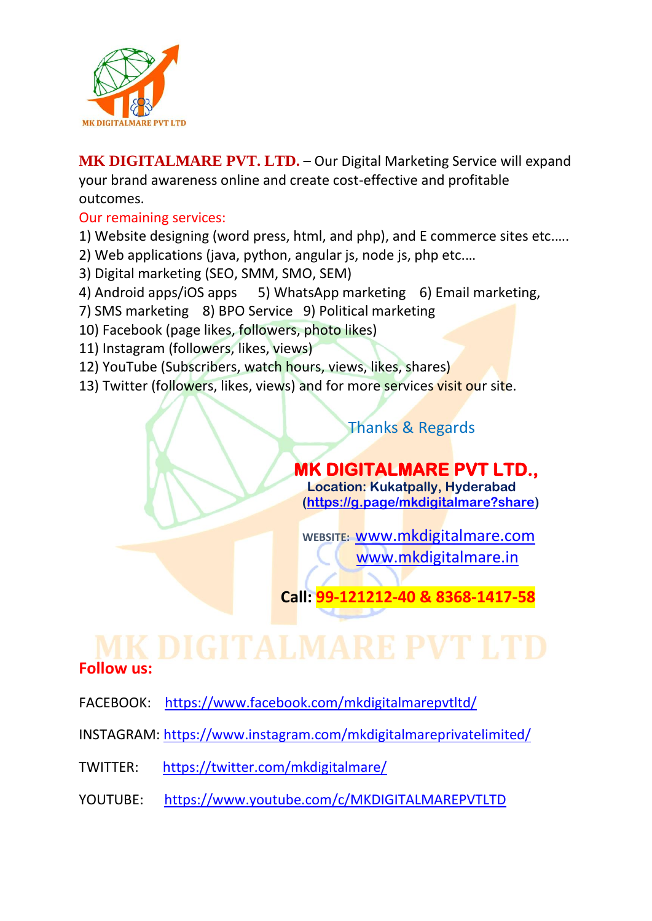MK DIGITALMARE PVT LTD

**MK DIGITALMARE PVT. LTD.** – Our Digital Marketing Service will expand your brand awareness online and create cost-effective and profitable outcomes.

Our remaining services:

1) Website designing (word press, html, and php), and E commerce sites etc.….
2) Web applications (java, python, angular js, node js, php etc.…
3) Digital marketing (SEO, SMM, SMO, SEM)
4) Android apps/iOS apps 5) WhatsApp marketing 6) Email marketing,
7) SMS marketing 8) BPO Service 9) Political marketing
10) Facebook (page likes, followers, photo likes)
11) Instagram (followers, likes, views)
12) YouTube (Subscribers, watch hours, views, likes, shares)
13) Twitter (followers, likes, views) and for more services visit our site.

Thanks & Regards

**MK DIGITALMARE PVT LTD.,**
**Location: Kukatpally, Hyderabad**
**(https://g.page/mkdigitalmare?share)**

WEBSITE: www.mkdigitalmare.com
www.mkdigitalmare.in

**Call: 99-121212-40 & 8368-1417-58**

MK DIGITALMARE PVT LTD

**Follow us:**

FACEBOOK: https://www.facebook.com/mkdigitalmarepvtltd/

INSTAGRAM: https://www.instagram.com/mkdigitalmareprivatelimited/

TWITTER: https://twitter.com/mkdigitalmare/

YOUTUBE: https://www.youtube.com/c/MKDIGITALMAREPVTLTD